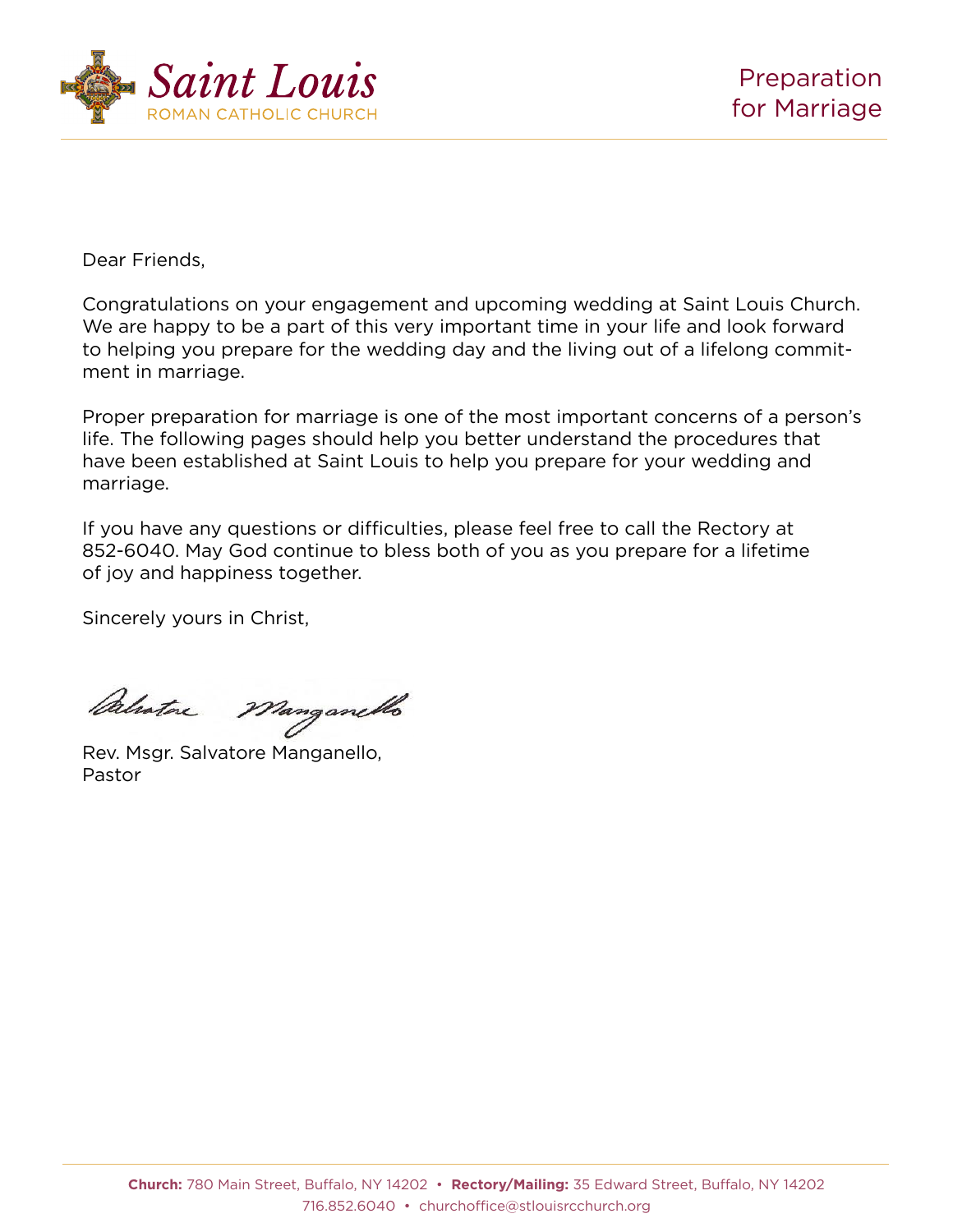# Saint Louis

ROMAN CATHOLIC CHURCH

## Preparation for Marriage

Dear Friends,

Congratulations on your engagement and upcoming wedding at Saint Louis Church. We are happy to be a part of this very important time in your life and look forward to helping you prepare for the wedding day and the living out of a lifelong commitment in marriage.

Proper preparation for marriage is one of the most important concerns of a person's life. The following pages should help you better understand the procedures that have been established at Saint Louis to help you prepare for your wedding and marriage.

If you have any questions or difficulties, please feel free to call the Rectory at 852-6040. May God continue to bless both of you as you prepare for a lifetime of joy and happiness together.

Sincerely yours in Christ,

Salvatore Manganello

Rev. Msgr. Salvatore Manganello,
Pastor

**Church:** 780 Main Street, Buffalo, NY 14202 • **Rectory/Mailing:** 35 Edward Street, Buffalo, NY 14202
716.852.6040 • churchoffice@stlouisrcchurch.org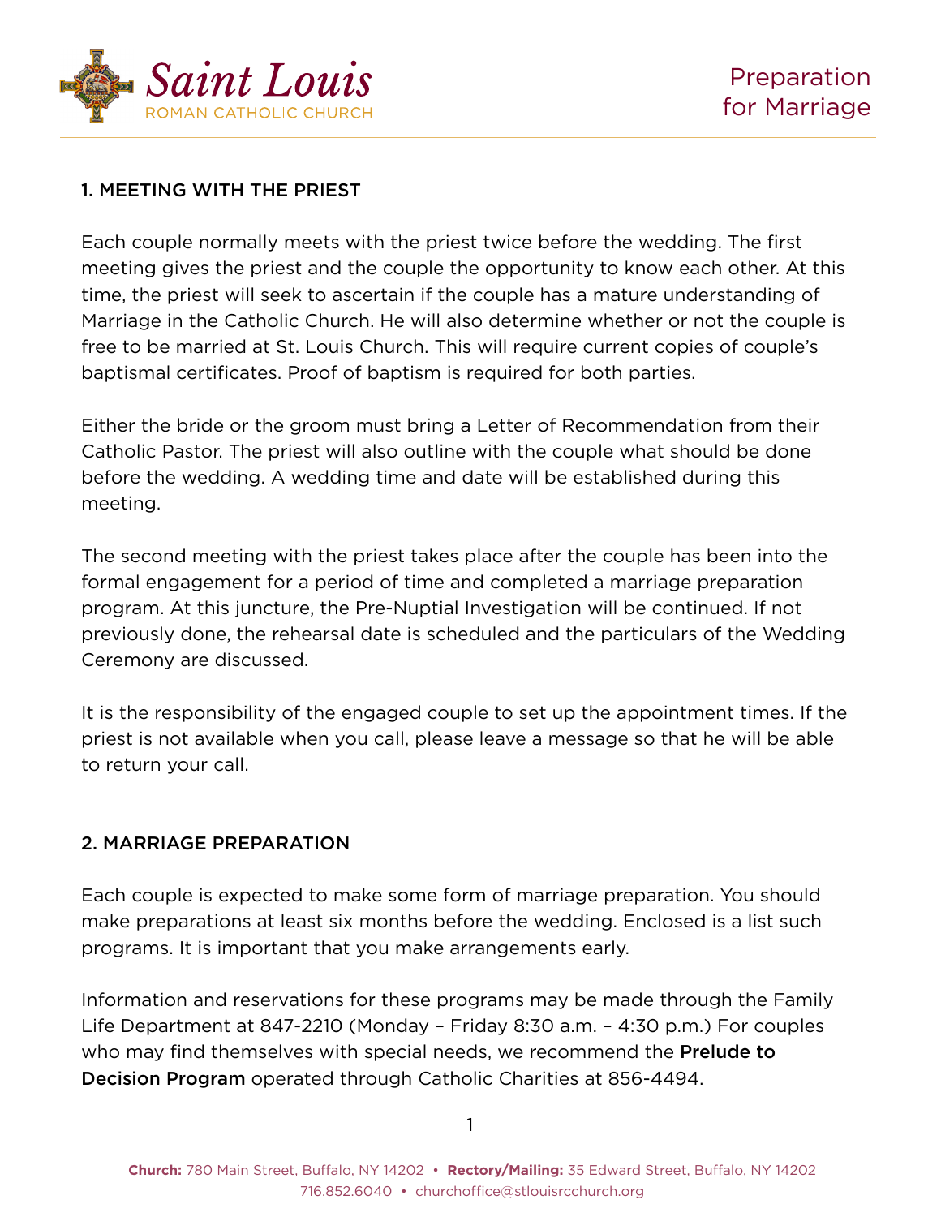## 1. MEETING WITH THE PRIEST

Each couple normally meets with the priest twice before the wedding. The first meeting gives the priest and the couple the opportunity to know each other. At this time, the priest will seek to ascertain if the couple has a mature understanding of Marriage in the Catholic Church. He will also determine whether or not the couple is free to be married at St. Louis Church. This will require current copies of couple's baptismal certificates. Proof of baptism is required for both parties.

Either the bride or the groom must bring a Letter of Recommendation from their Catholic Pastor. The priest will also outline with the couple what should be done before the wedding. A wedding time and date will be established during this meeting.

The second meeting with the priest takes place after the couple has been into the formal engagement for a period of time and completed a marriage preparation program. At this juncture, the Pre-Nuptial Investigation will be continued. If not previously done, the rehearsal date is scheduled and the particulars of the Wedding Ceremony are discussed.

It is the responsibility of the engaged couple to set up the appointment times. If the priest is not available when you call, please leave a message so that he will be able to return your call.

## 2. MARRIAGE PREPARATION

Each couple is expected to make some form of marriage preparation. You should make preparations at least six months before the wedding. Enclosed is a list such programs. It is important that you make arrangements early.

Information and reservations for these programs may be made through the Family Life Department at 847-2210 (Monday – Friday 8:30 a.m. – 4:30 p.m.) For couples who may find themselves with special needs, we recommend the **Prelude to Decision Program** operated through Catholic Charities at 856-4494.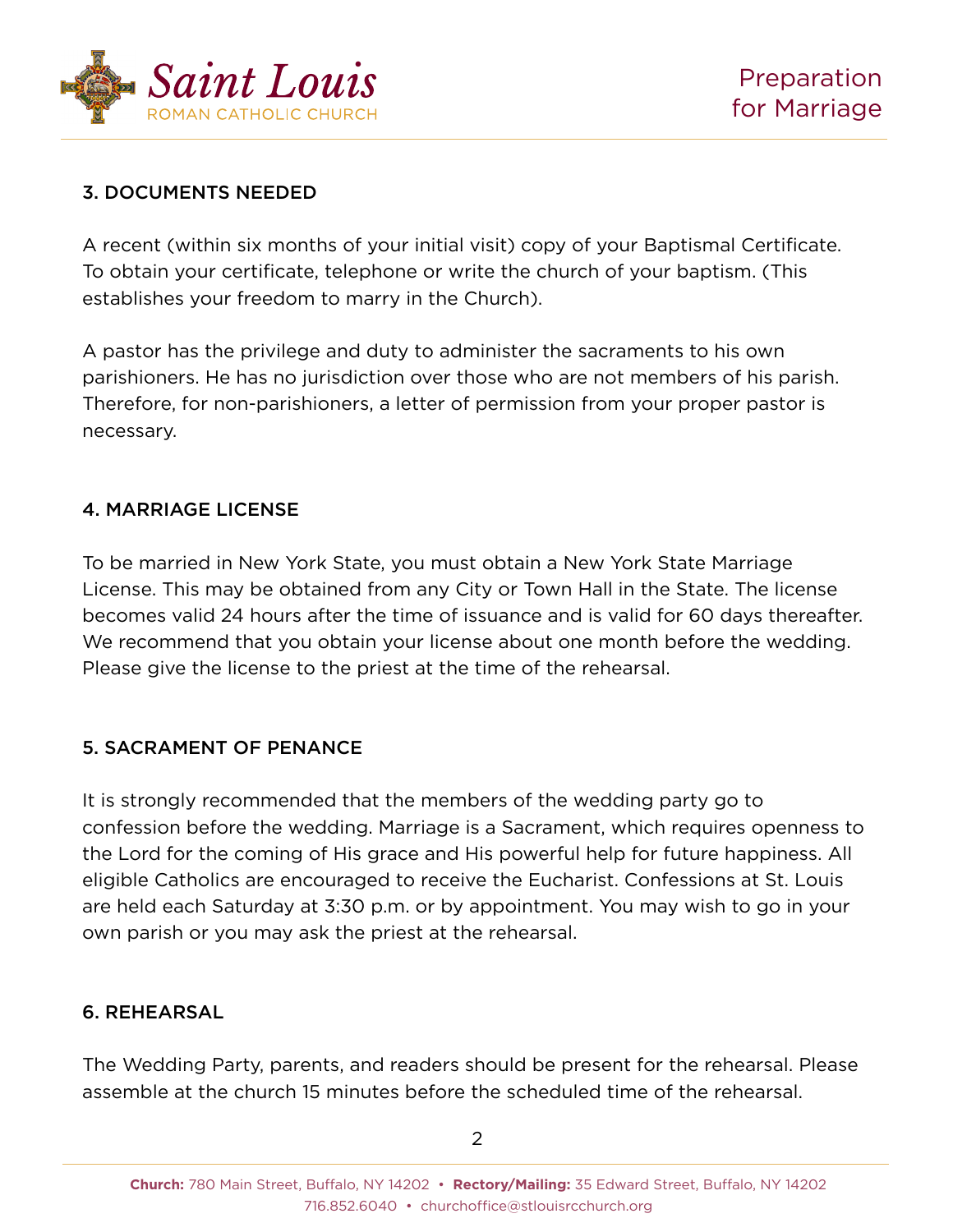### 3. DOCUMENTS NEEDED

A recent (within six months of your initial visit) copy of your Baptismal Certificate. To obtain your certificate, telephone or write the church of your baptism. (This establishes your freedom to marry in the Church).

A pastor has the privilege and duty to administer the sacraments to his own parishioners. He has no jurisdiction over those who are not members of his parish. Therefore, for non-parishioners, a letter of permission from your proper pastor is necessary.

### 4. MARRIAGE LICENSE

To be married in New York State, you must obtain a New York State Marriage License. This may be obtained from any City or Town Hall in the State. The license becomes valid 24 hours after the time of issuance and is valid for 60 days thereafter. We recommend that you obtain your license about one month before the wedding. Please give the license to the priest at the time of the rehearsal.

### 5. SACRAMENT OF PENANCE

It is strongly recommended that the members of the wedding party go to confession before the wedding. Marriage is a Sacrament, which requires openness to the Lord for the coming of His grace and His powerful help for future happiness. All eligible Catholics are encouraged to receive the Eucharist. Confessions at St. Louis are held each Saturday at 3:30 p.m. or by appointment. You may wish to go in your own parish or you may ask the priest at the rehearsal.

### 6. REHEARSAL

The Wedding Party, parents, and readers should be present for the rehearsal. Please assemble at the church 15 minutes before the scheduled time of the rehearsal.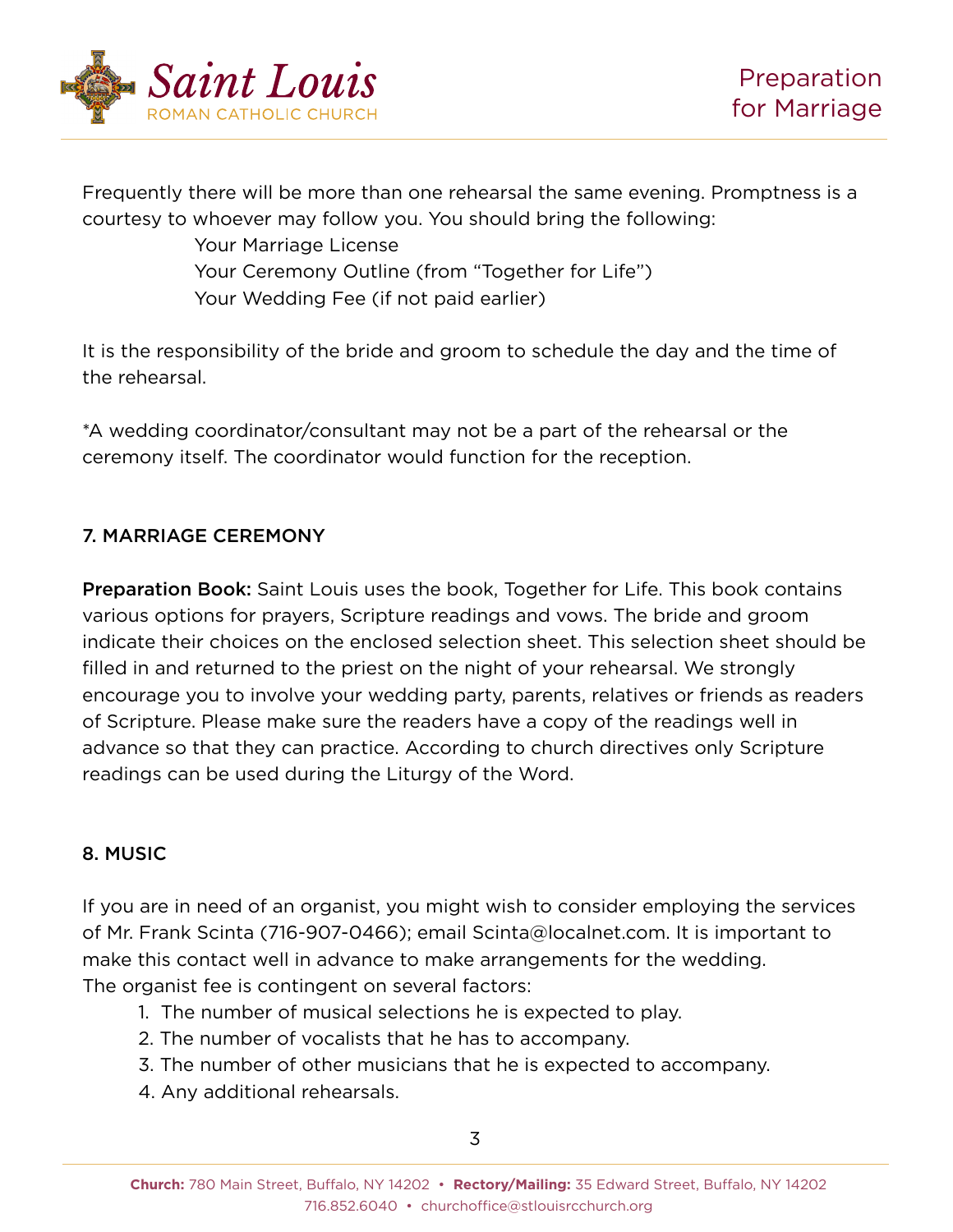Frequently there will be more than one rehearsal the same evening. Promptness is a courtesy to whoever may follow you. You should bring the following:

Your Marriage License
Your Ceremony Outline (from "Together for Life")
Your Wedding Fee (if not paid earlier)

It is the responsibility of the bride and groom to schedule the day and the time of the rehearsal.

*A wedding coordinator/consultant may not be a part of the rehearsal or the ceremony itself. The coordinator would function for the reception.

## 7. MARRIAGE CEREMONY

**Preparation Book:** Saint Louis uses the book, Together for Life. This book contains various options for prayers, Scripture readings and vows. The bride and groom indicate their choices on the enclosed selection sheet. This selection sheet should be filled in and returned to the priest on the night of your rehearsal. We strongly encourage you to involve your wedding party, parents, relatives or friends as readers of Scripture. Please make sure the readers have a copy of the readings well in advance so that they can practice. According to church directives only Scripture readings can be used during the Liturgy of the Word.

## 8. MUSIC

If you are in need of an organist, you might wish to consider employing the services of Mr. Frank Scinta (716-907-0466); email Scinta@localnet.com. It is important to make this contact well in advance to make arrangements for the wedding.
The organist fee is contingent on several factors:

1. The number of musical selections he is expected to play.
2. The number of vocalists that he has to accompany.
3. The number of other musicians that he is expected to accompany.
4. Any additional rehearsals.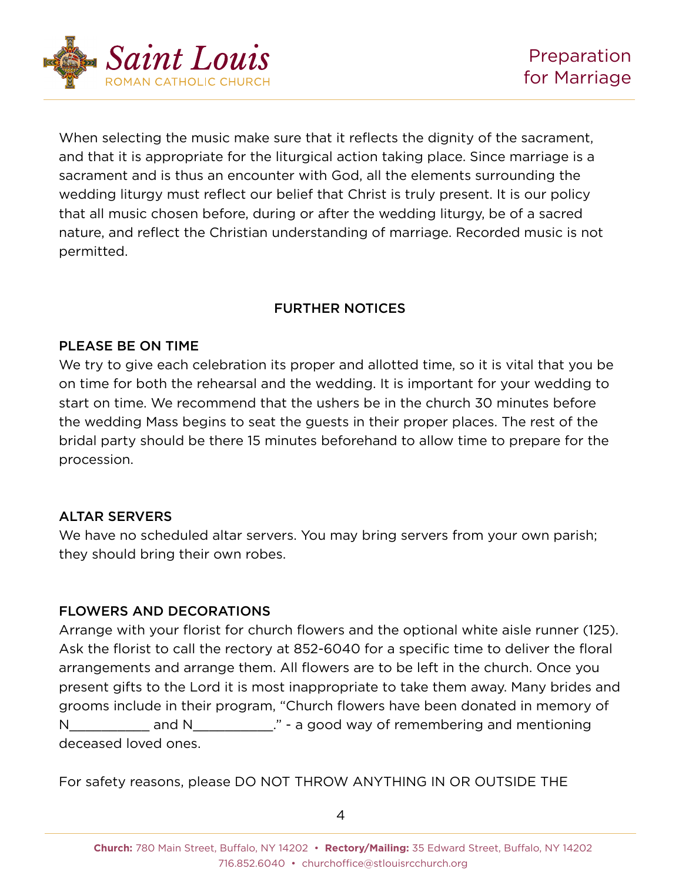When selecting the music make sure that it reflects the dignity of the sacrament, and that it is appropriate for the liturgical action taking place. Since marriage is a sacrament and is thus an encounter with God, all the elements surrounding the wedding liturgy must reflect our belief that Christ is truly present. It is our policy that all music chosen before, during or after the wedding liturgy, be of a sacred nature, and reflect the Christian understanding of marriage. Recorded music is not permitted.

## FURTHER NOTICES

### PLEASE BE ON TIME

We try to give each celebration its proper and allotted time, so it is vital that you be on time for both the rehearsal and the wedding. It is important for your wedding to start on time. We recommend that the ushers be in the church 30 minutes before the wedding Mass begins to seat the guests in their proper places. The rest of the bridal party should be there 15 minutes beforehand to allow time to prepare for the procession.

### ALTAR SERVERS

We have no scheduled altar servers. You may bring servers from your own parish; they should bring their own robes.

### FLOWERS AND DECORATIONS

Arrange with your florist for church flowers and the optional white aisle runner (125). Ask the florist to call the rectory at 852-6040 for a specific time to deliver the floral arrangements and arrange them. All flowers are to be left in the church. Once you present gifts to the Lord it is most inappropriate to take them away. Many brides and grooms include in their program, "Church flowers have been donated in memory of N__________ and N__________." - a good way of remembering and mentioning deceased loved ones.

For safety reasons, please DO NOT THROW ANYTHING IN OR OUTSIDE THE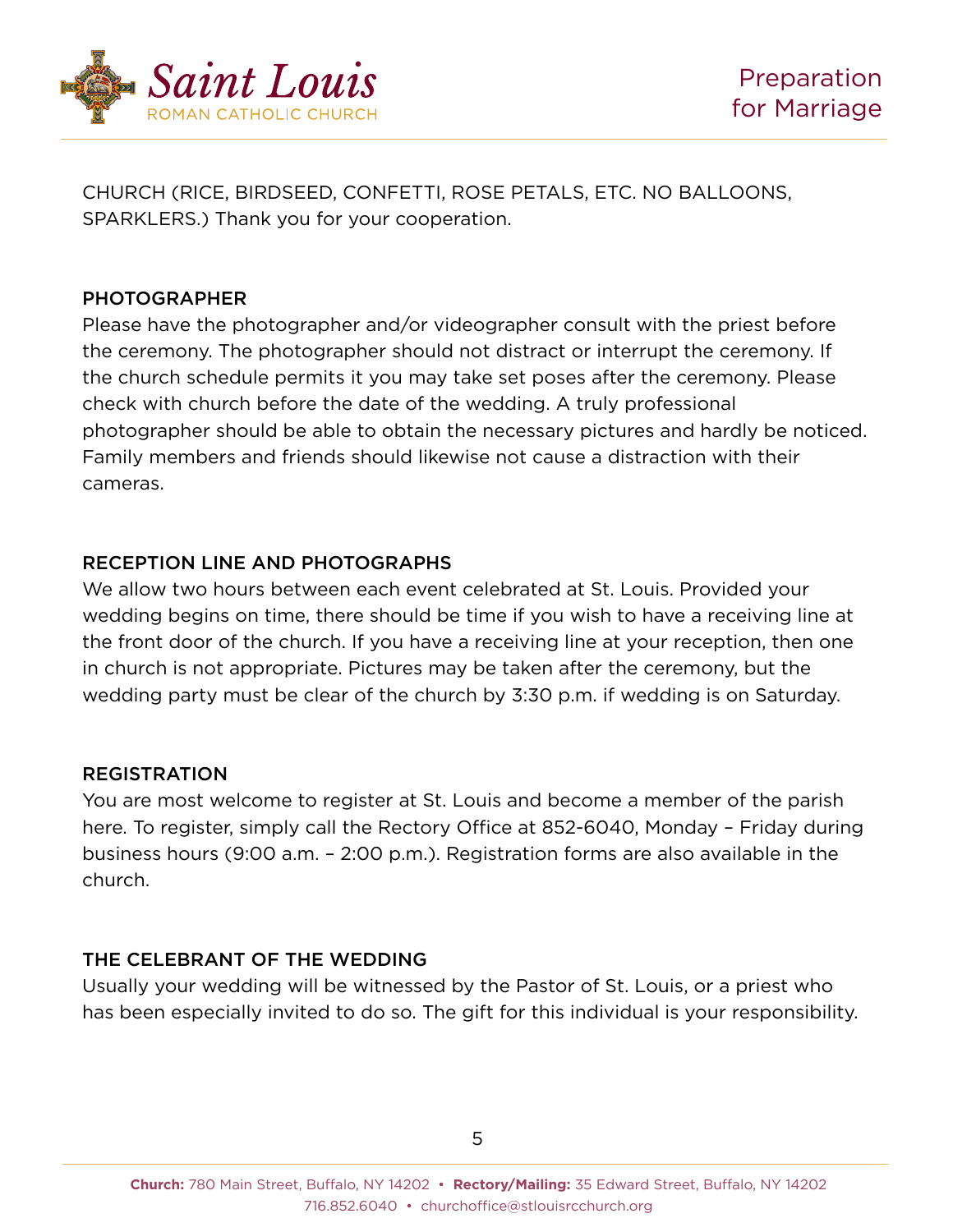CHURCH (RICE, BIRDSEED, CONFETTI, ROSE PETALS, ETC. NO BALLOONS, SPARKLERS.) Thank you for your cooperation.

## PHOTOGRAPHER

Please have the photographer and/or videographer consult with the priest before the ceremony. The photographer should not distract or interrupt the ceremony. If the church schedule permits it you may take set poses after the ceremony. Please check with church before the date of the wedding. A truly professional photographer should be able to obtain the necessary pictures and hardly be noticed. Family members and friends should likewise not cause a distraction with their cameras.

## RECEPTION LINE AND PHOTOGRAPHS

We allow two hours between each event celebrated at St. Louis. Provided your wedding begins on time, there should be time if you wish to have a receiving line at the front door of the church. If you have a receiving line at your reception, then one in church is not appropriate. Pictures may be taken after the ceremony, but the wedding party must be clear of the church by 3:30 p.m. if wedding is on Saturday.

## REGISTRATION

You are most welcome to register at St. Louis and become a member of the parish here. To register, simply call the Rectory Office at 852-6040, Monday – Friday during business hours (9:00 a.m. – 2:00 p.m.). Registration forms are also available in the church.

## THE CELEBRANT OF THE WEDDING

Usually your wedding will be witnessed by the Pastor of St. Louis, or a priest who has been especially invited to do so. The gift for this individual is your responsibility.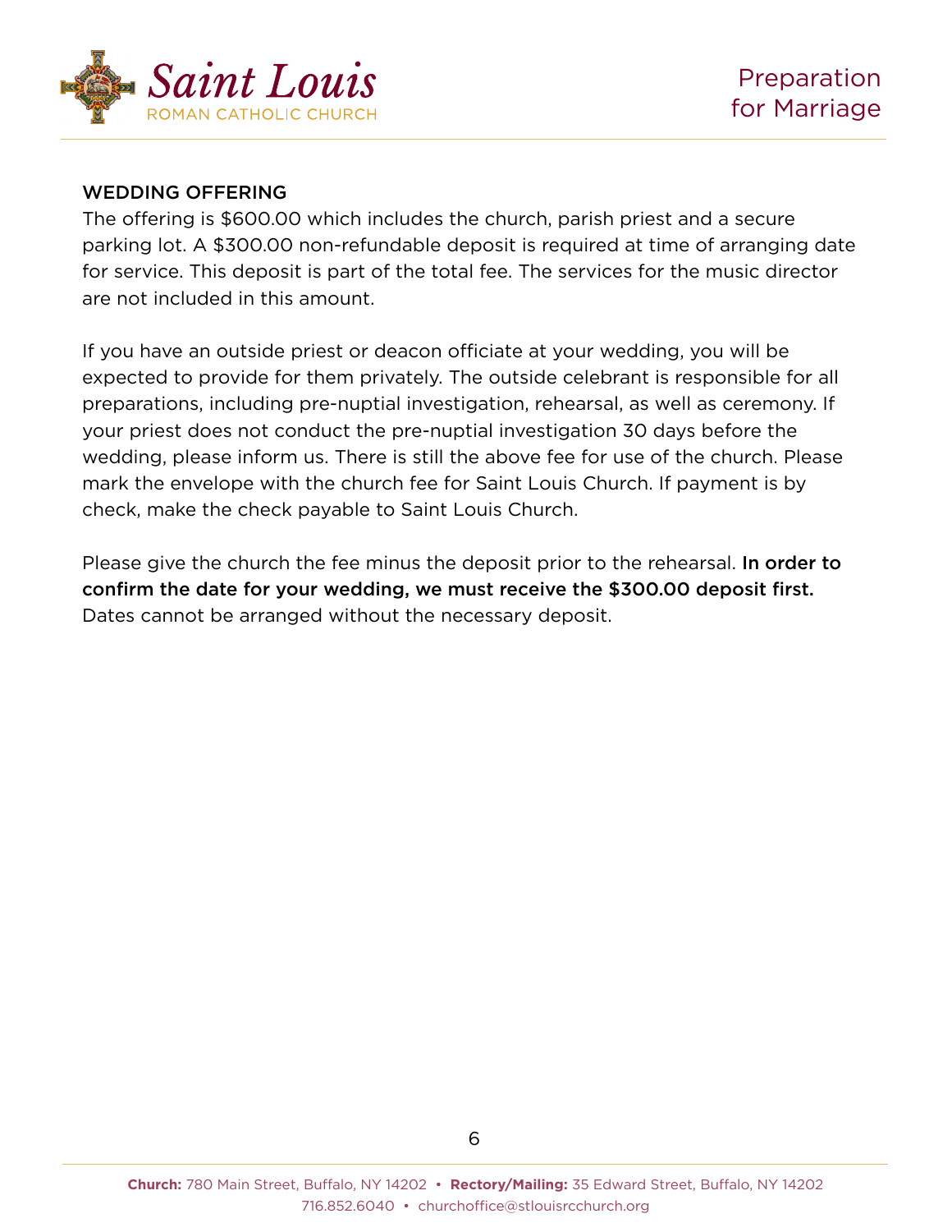## WEDDING OFFERING

The offering is $600.00 which includes the church, parish priest and a secure parking lot. A $300.00 non-refundable deposit is required at time of arranging date for service. This deposit is part of the total fee. The services for the music director are not included in this amount.

If you have an outside priest or deacon officiate at your wedding, you will be expected to provide for them privately. The outside celebrant is responsible for all preparations, including pre-nuptial investigation, rehearsal, as well as ceremony. If your priest does not conduct the pre-nuptial investigation 30 days before the wedding, please inform us. There is still the above fee for use of the church. Please mark the envelope with the church fee for Saint Louis Church. If payment is by check, make the check payable to Saint Louis Church.

Please give the church the fee minus the deposit prior to the rehearsal. **In order to confirm the date for your wedding, we must receive the $300.00 deposit first.** Dates cannot be arranged without the necessary deposit.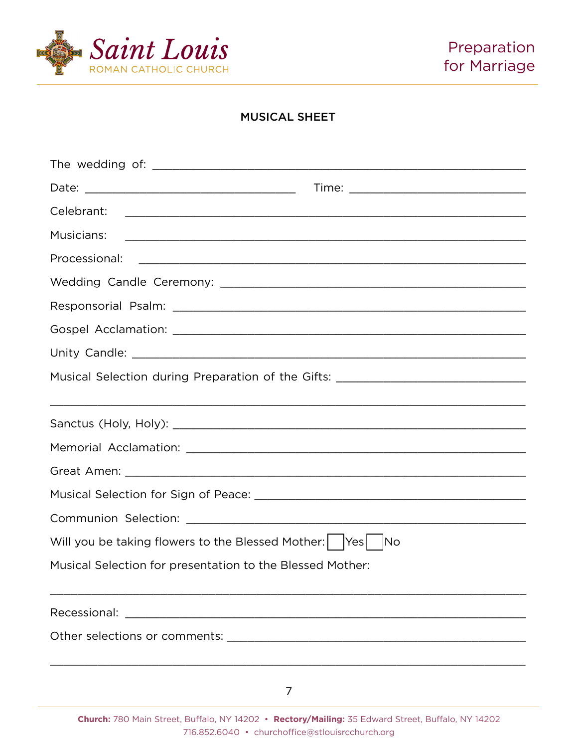## MUSICAL SHEET

The wedding of: ___________________________________________________________

Date: _________________________________ Time: ___________________________

Celebrant: ______________________________________________________________

Musicians: ______________________________________________________________

Processional: ____________________________________________________________

Wedding Candle Ceremony: ________________________________________________

Responsorial Psalm: _______________________________________________________

Gospel Acclamation: _______________________________________________________

Unity Candle: ____________________________________________________________

Musical Selection during Preparation of the Gifts: _____________________________

___________________________________________________________________________

Sanctus (Holy, Holy): ______________________________________________________

Memorial Acclamation: _____________________________________________________

Great Amen: _____________________________________________________________

Musical Selection for Sign of Peace: _________________________________________

Communion Selection: _____________________________________________________

Will you be taking flowers to the Blessed Mother: ☐ Yes ☐ No

Musical Selection for presentation to the Blessed Mother:

___________________________________________________________________________

Recessional: _____________________________________________________________

Other selections or comments: ______________________________________________

___________________________________________________________________________